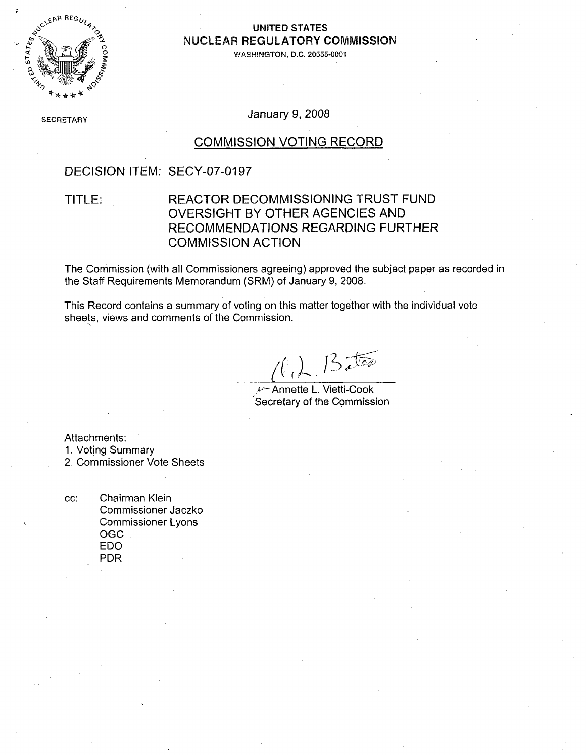**UNITED STATES**
**NUCLEAR REGULATORY COMMISSION**
WASHINGTON, D.C. 20555-0001

SECRETARY

January 9, 2008

## COMMISSION VOTING RECORD

DECISION ITEM: SECY-07-0197

TITLE: REACTOR DECOMMISSIONING TRUST FUND OVERSIGHT BY OTHER AGENCIES AND RECOMMENDATIONS REGARDING FURTHER COMMISSION ACTION

The Commission (with all Commissioners agreeing) approved the subject paper as recorded in the Staff Requirements Memorandum (SRM) of January 9, 2008.

This Record contains a summary of voting on this matter together with the individual vote sheets, views and comments of the Commission.

Annette L. Vietti-Cook
Secretary of the Commission

Attachments:
1. Voting Summary
2. Commissioner Vote Sheets

cc: Chairman Klein
Commissioner Jaczko
Commissioner Lyons
OGC
EDO
PDR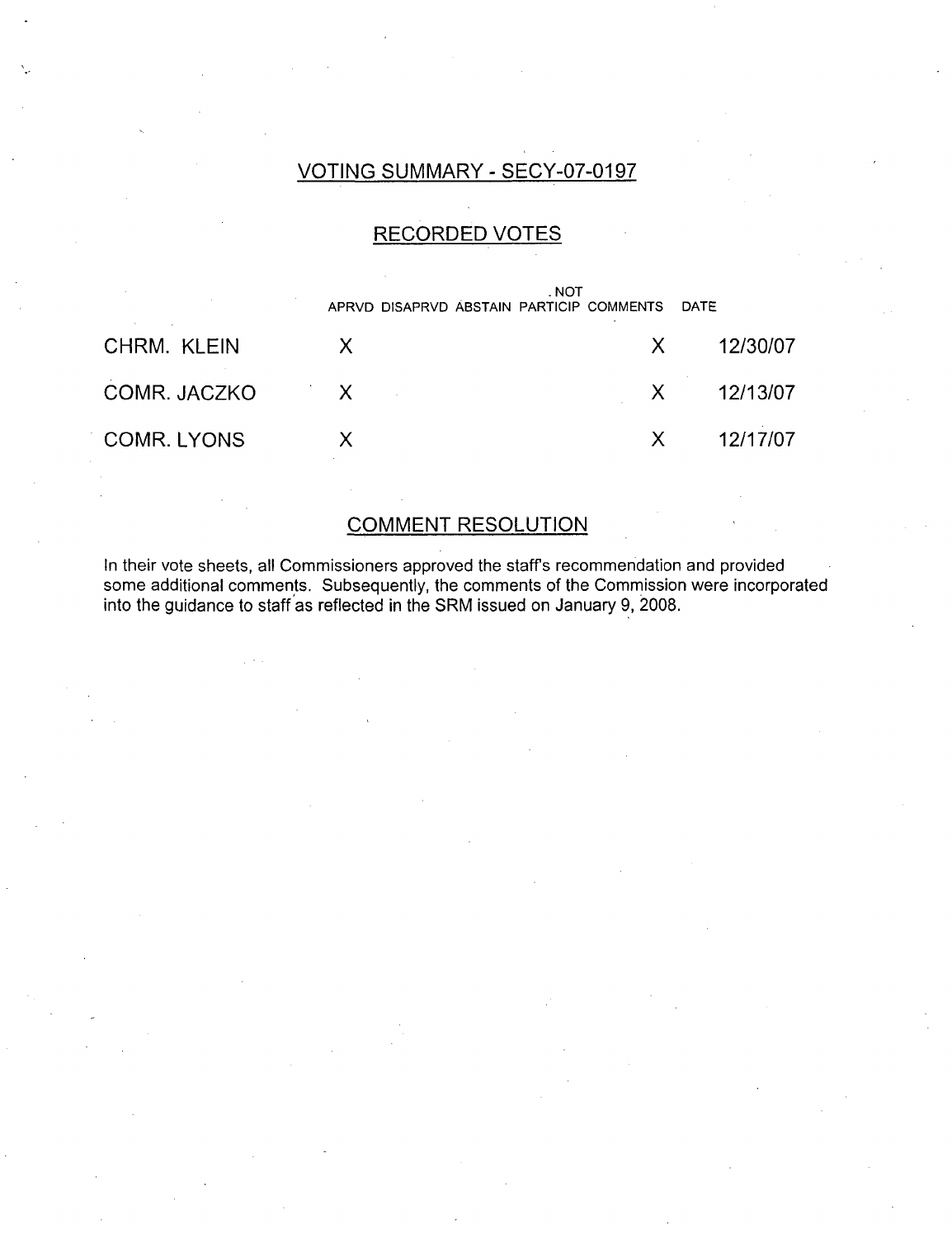## VOTING SUMMARY - SECY-07-0197

### RECORDED VOTES

| | APRVD | DISAPRVD | ABSTAIN | NOT PARTICIP | COMMENTS | DATE |
|---|---|---|---|---|---|---|
| CHRM. KLEIN | X | | | | X | 12/30/07 |
| COMR. JACZKO | X | | | | X | 12/13/07 |
| COMR. LYONS | X | | | | X | 12/17/07 |

### COMMENT RESOLUTION

In their vote sheets, all Commissioners approved the staff's recommendation and provided some additional comments. Subsequently, the comments of the Commission were incorporated into the guidance to staff as reflected in the SRM issued on January 9, 2008.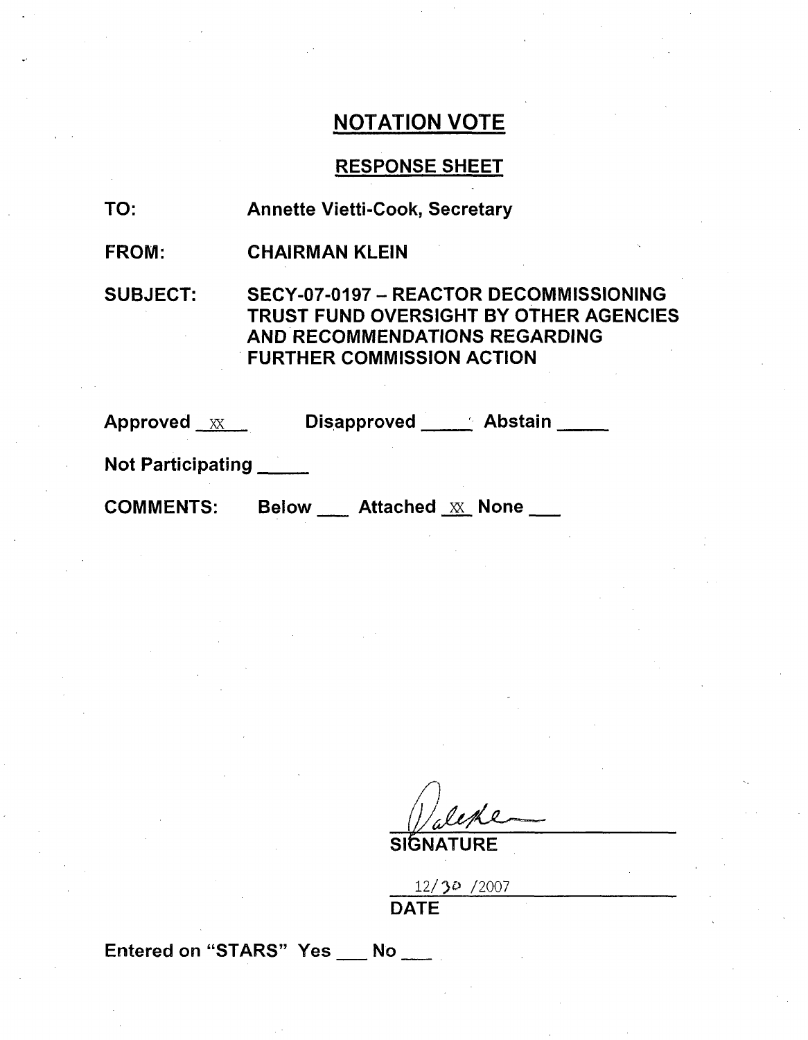## NOTATION VOTE

### RESPONSE SHEET

**TO:** Annette Vietti-Cook, Secretary

**FROM:** CHAIRMAN KLEIN

**SUBJECT:** SECY-07-0197 – REACTOR DECOMMISSIONING TRUST FUND OVERSIGHT BY OTHER AGENCIES AND RECOMMENDATIONS REGARDING FURTHER COMMISSION ACTION

**Approved** XX **Disapproved** ___ **Abstain** ___

**Not Participating** ___

**COMMENTS:** Below ___ Attached XX None ___

Dale Klein

**SIGNATURE**

12/30 /2007

**DATE**

**Entered on "STARS"** Yes ___ No ___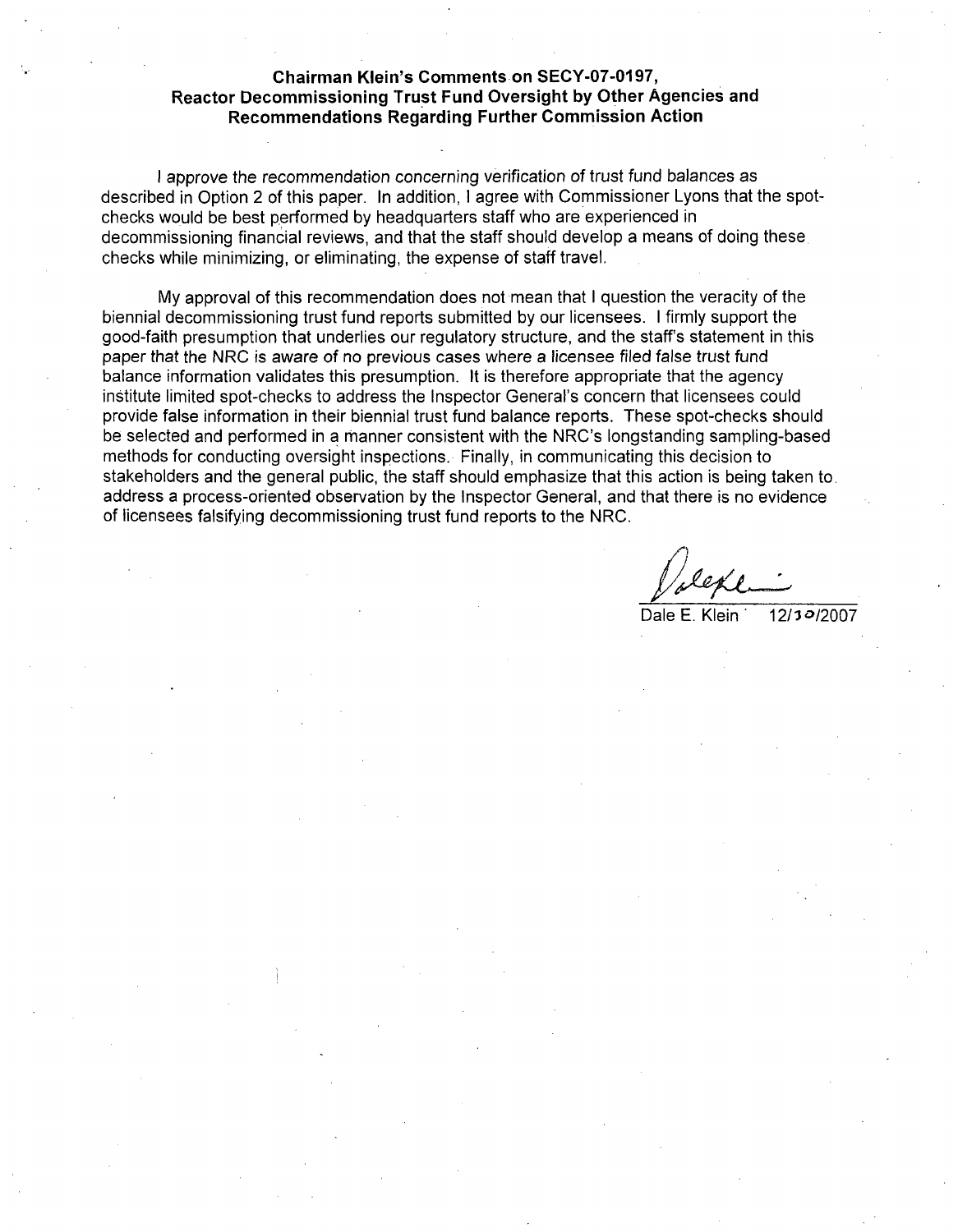**Chairman Klein's Comments on SECY-07-0197, Reactor Decommissioning Trust Fund Oversight by Other Agencies and Recommendations Regarding Further Commission Action**

I approve the recommendation concerning verification of trust fund balances as described in Option 2 of this paper. In addition, I agree with Commissioner Lyons that the spot-checks would be best performed by headquarters staff who are experienced in decommissioning financial reviews, and that the staff should develop a means of doing these checks while minimizing, or eliminating, the expense of staff travel.

My approval of this recommendation does not mean that I question the veracity of the biennial decommissioning trust fund reports submitted by our licensees. I firmly support the good-faith presumption that underlies our regulatory structure, and the staff's statement in this paper that the NRC is aware of no previous cases where a licensee filed false trust fund balance information validates this presumption. It is therefore appropriate that the agency institute limited spot-checks to address the Inspector General's concern that licensees could provide false information in their biennial trust fund balance reports. These spot-checks should be selected and performed in a manner consistent with the NRC's longstanding sampling-based methods for conducting oversight inspections. Finally, in communicating this decision to stakeholders and the general public, the staff should emphasize that this action is being taken to address a process-oriented observation by the Inspector General, and that there is no evidence of licensees falsifying decommissioning trust fund reports to the NRC.

Dale E. Klein 12/30/2007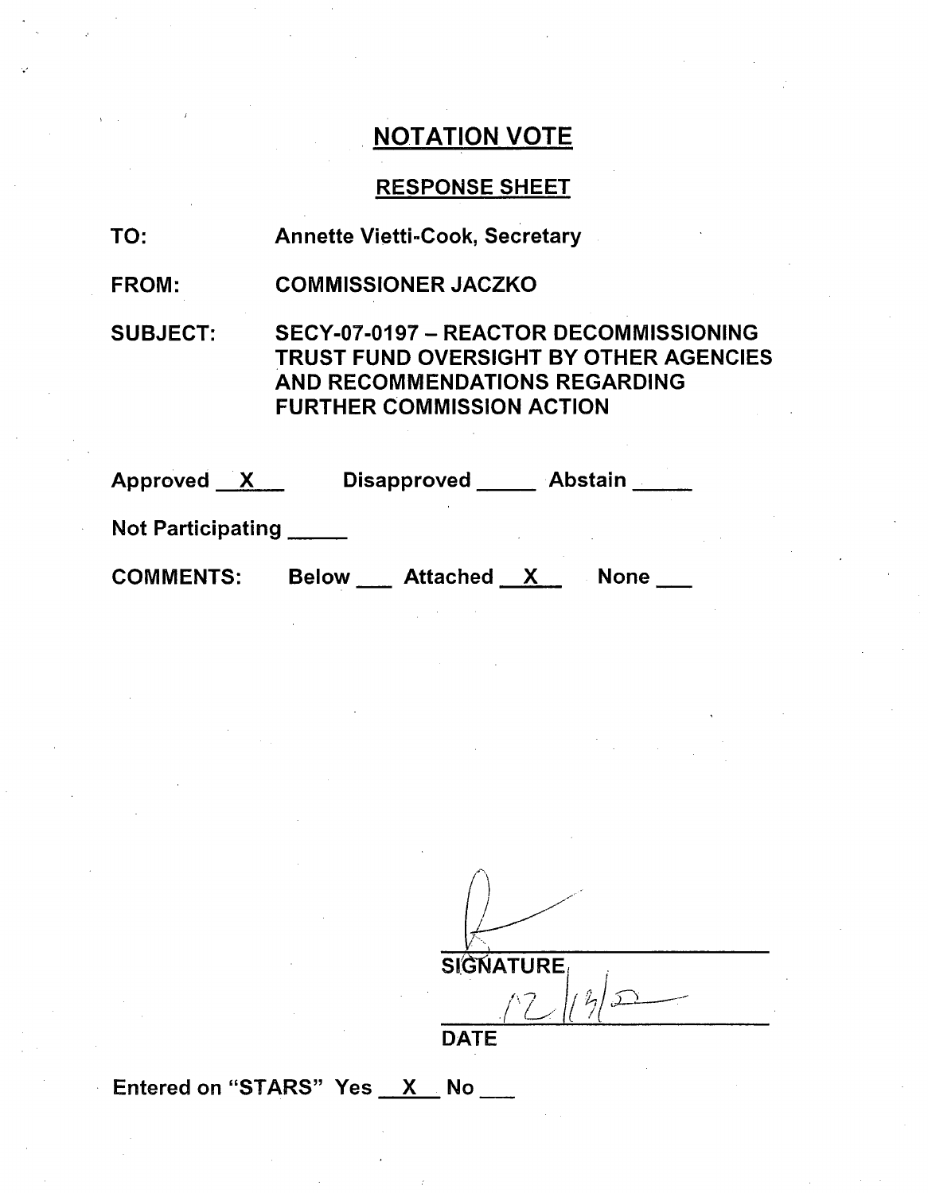# NOTATION VOTE

## RESPONSE SHEET

**TO:** Annette Vietti-Cook, Secretary

**FROM:** COMMISSIONER JACZKO

**SUBJECT:** SECY-07-0197 – REACTOR DECOMMISSIONING TRUST FUND OVERSIGHT BY OTHER AGENCIES AND RECOMMENDATIONS REGARDING FURTHER COMMISSION ACTION

Approved __X__ Disapproved _____ Abstain _____

Not Participating _____

COMMENTS: Below ___ Attached __X__ None ___

SIGNATURE

12/13/07

DATE

Entered on "STARS" Yes __X__ No ___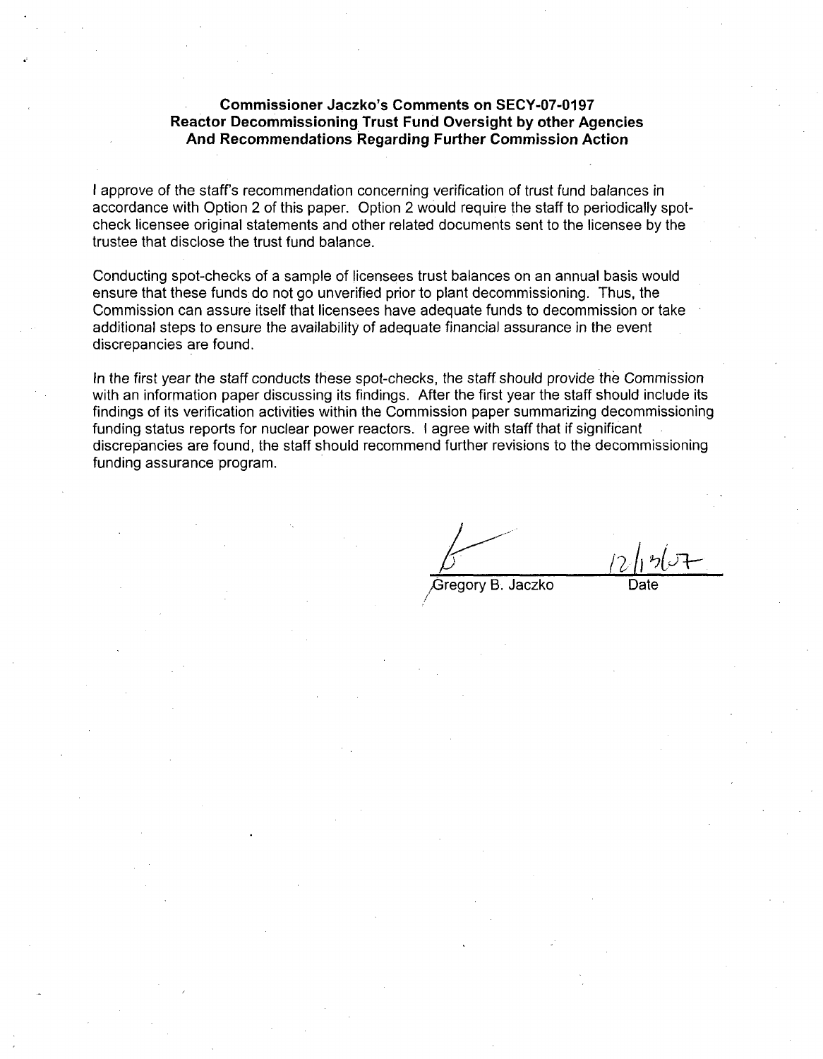**Commissioner Jaczko's Comments on SECY-07-0197**
**Reactor Decommissioning Trust Fund Oversight by other Agencies**
**And Recommendations Regarding Further Commission Action**

I approve of the staff's recommendation concerning verification of trust fund balances in accordance with Option 2 of this paper. Option 2 would require the staff to periodically spot-check licensee original statements and other related documents sent to the licensee by the trustee that disclose the trust fund balance.

Conducting spot-checks of a sample of licensees trust balances on an annual basis would ensure that these funds do not go unverified prior to plant decommissioning. Thus, the Commission can assure itself that licensees have adequate funds to decommission or take additional steps to ensure the availability of adequate financial assurance in the event discrepancies are found.

In the first year the staff conducts these spot-checks, the staff should provide the Commission with an information paper discussing its findings. After the first year the staff should include its findings of its verification activities within the Commission paper summarizing decommissioning funding status reports for nuclear power reactors. I agree with staff that if significant discrepancies are found, the staff should recommend further revisions to the decommissioning funding assurance program.

Gregory B. Jaczko — Date: 12/13/07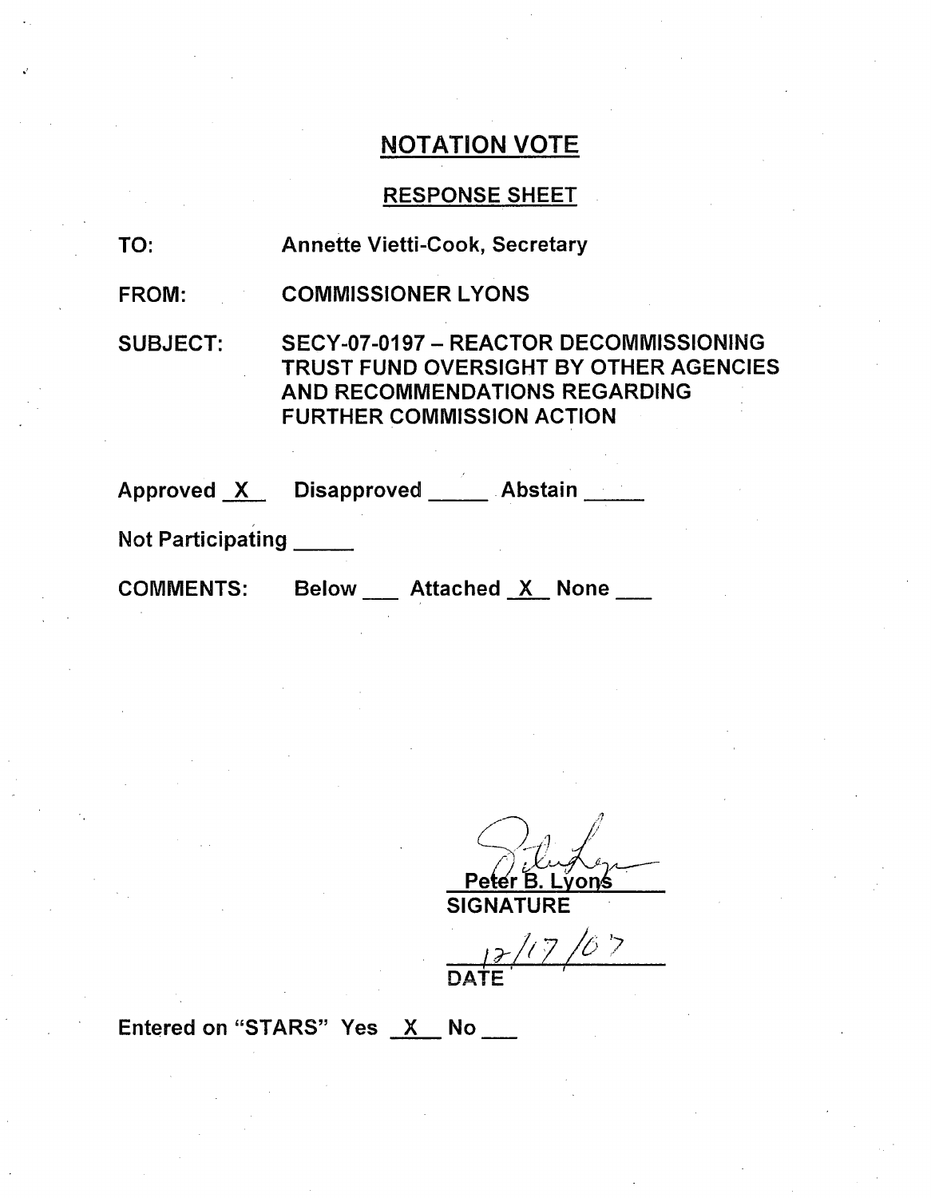# NOTATION VOTE

## RESPONSE SHEET

TO: Annette Vietti-Cook, Secretary

FROM: COMMISSIONER LYONS

SUBJECT: SECY-07-0197 – REACTOR DECOMMISSIONING TRUST FUND OVERSIGHT BY OTHER AGENCIES AND RECOMMENDATIONS REGARDING FURTHER COMMISSION ACTION

Approved _X_ Disapproved _____ Abstain _____

Not Participating _____

COMMENTS: Below ___ Attached _X_ None ___

Peter B. Lyons
SIGNATURE

12/17/07
DATE

Entered on "STARS" Yes _X_ No ___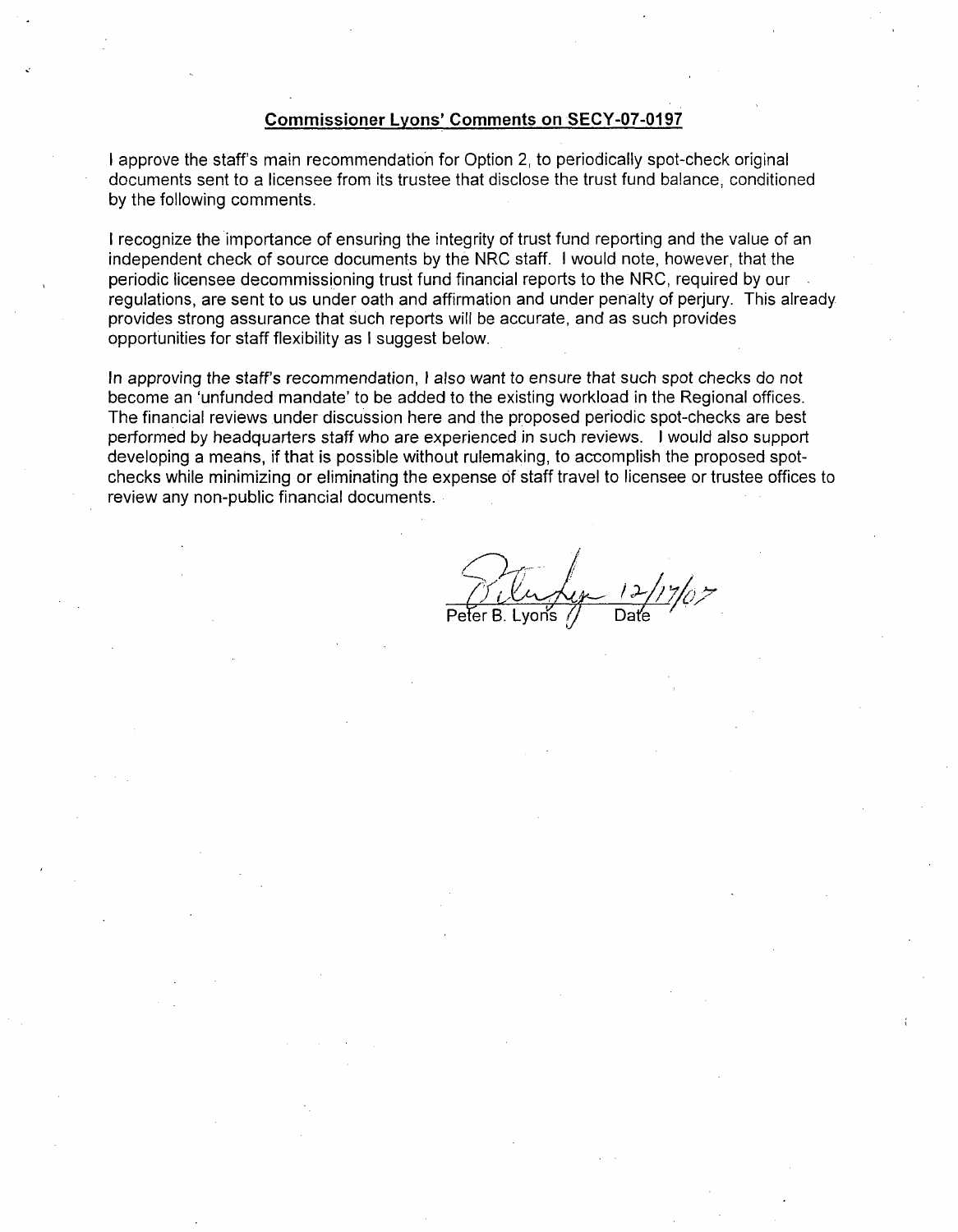**Commissioner Lyons' Comments on SECY-07-0197**

I approve the staff's main recommendation for Option 2, to periodically spot-check original documents sent to a licensee from its trustee that disclose the trust fund balance, conditioned by the following comments.

I recognize the importance of ensuring the integrity of trust fund reporting and the value of an independent check of source documents by the NRC staff. I would note, however, that the periodic licensee decommissioning trust fund financial reports to the NRC, required by our regulations, are sent to us under oath and affirmation and under penalty of perjury. This already provides strong assurance that such reports will be accurate, and as such provides opportunities for staff flexibility as I suggest below.

In approving the staff's recommendation, I also want to ensure that such spot checks do not become an 'unfunded mandate' to be added to the existing workload in the Regional offices. The financial reviews under discussion here and the proposed periodic spot-checks are best performed by headquarters staff who are experienced in such reviews. I would also support developing a means, if that is possible without rulemaking, to accomplish the proposed spot-checks while minimizing or eliminating the expense of staff travel to licensee or trustee offices to review any non-public financial documents.

Peter B. Lyons 12/17/07

Peter B. Lyons Date